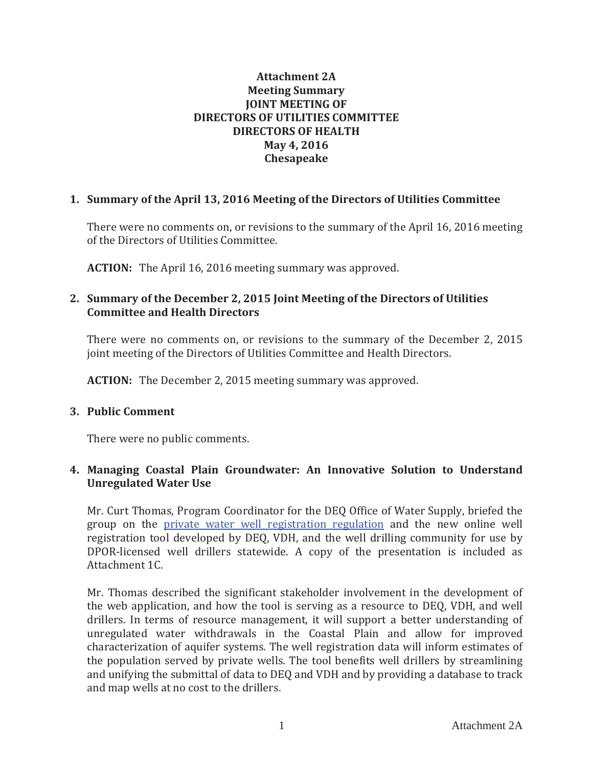# Attachment 2A
# Meeting Summary
# JOINT MEETING OF
# DIRECTORS OF UTILITIES COMMITTEE
# DIRECTORS OF HEALTH
# May 4, 2016
# Chesapeake

## 1. Summary of the April 13, 2016 Meeting of the Directors of Utilities Committee

There were no comments on, or revisions to the summary of the April 16, 2016 meeting of the Directors of Utilities Committee.

**ACTION:** The April 16, 2016 meeting summary was approved.

## 2. Summary of the December 2, 2015 Joint Meeting of the Directors of Utilities Committee and Health Directors

There were no comments on, or revisions to the summary of the December 2, 2015 joint meeting of the Directors of Utilities Committee and Health Directors.

**ACTION:** The December 2, 2015 meeting summary was approved.

## 3. Public Comment

There were no public comments.

## 4. Managing Coastal Plain Groundwater: An Innovative Solution to Understand Unregulated Water Use

Mr. Curt Thomas, Program Coordinator for the DEQ Office of Water Supply, briefed the group on the private water well registration regulation and the new online well registration tool developed by DEQ, VDH, and the well drilling community for use by DPOR-licensed well drillers statewide. A copy of the presentation is included as Attachment 1C.

Mr. Thomas described the significant stakeholder involvement in the development of the web application, and how the tool is serving as a resource to DEQ, VDH, and well drillers. In terms of resource management, it will support a better understanding of unregulated water withdrawals in the Coastal Plain and allow for improved characterization of aquifer systems. The well registration data will inform estimates of the population served by private wells. The tool benefits well drillers by streamlining and unifying the submittal of data to DEQ and VDH and by providing a database to track and map wells at no cost to the drillers.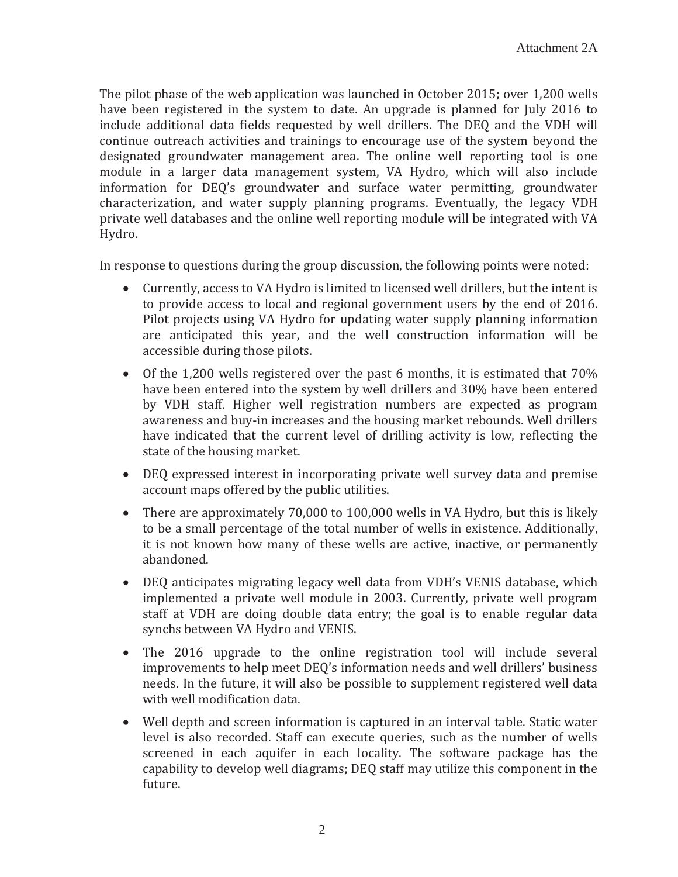The pilot phase of the web application was launched in October 2015; over 1,200 wells have been registered in the system to date. An upgrade is planned for July 2016 to include additional data fields requested by well drillers. The DEQ and the VDH will continue outreach activities and trainings to encourage use of the system beyond the designated groundwater management area. The online well reporting tool is one module in a larger data management system, VA Hydro, which will also include information for DEQ's groundwater and surface water permitting, groundwater characterization, and water supply planning programs. Eventually, the legacy VDH private well databases and the online well reporting module will be integrated with VA Hydro.

In response to questions during the group discussion, the following points were noted:

- Currently, access to VA Hydro is limited to licensed well drillers, but the intent is to provide access to local and regional government users by the end of 2016. Pilot projects using VA Hydro for updating water supply planning information are anticipated this year, and the well construction information will be accessible during those pilots.
- Of the 1,200 wells registered over the past 6 months, it is estimated that 70% have been entered into the system by well drillers and 30% have been entered by VDH staff. Higher well registration numbers are expected as program awareness and buy-in increases and the housing market rebounds. Well drillers have indicated that the current level of drilling activity is low, reflecting the state of the housing market.
- DEQ expressed interest in incorporating private well survey data and premise account maps offered by the public utilities.
- There are approximately 70,000 to 100,000 wells in VA Hydro, but this is likely to be a small percentage of the total number of wells in existence. Additionally, it is not known how many of these wells are active, inactive, or permanently abandoned.
- DEQ anticipates migrating legacy well data from VDH's VENIS database, which implemented a private well module in 2003. Currently, private well program staff at VDH are doing double data entry; the goal is to enable regular data synchs between VA Hydro and VENIS.
- The 2016 upgrade to the online registration tool will include several improvements to help meet DEQ's information needs and well drillers' business needs. In the future, it will also be possible to supplement registered well data with well modification data.
- Well depth and screen information is captured in an interval table. Static water level is also recorded. Staff can execute queries, such as the number of wells screened in each aquifer in each locality. The software package has the capability to develop well diagrams; DEQ staff may utilize this component in the future.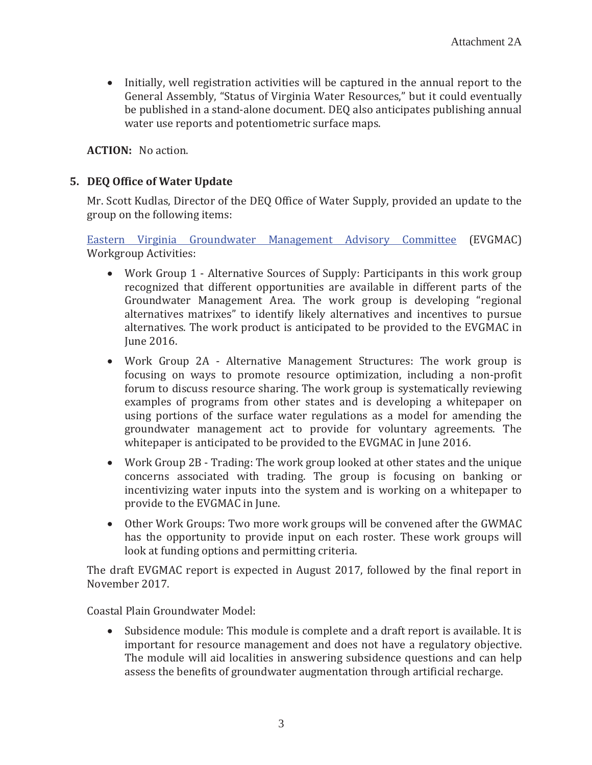- Initially, well registration activities will be captured in the annual report to the General Assembly, "Status of Virginia Water Resources," but it could eventually be published in a stand-alone document. DEQ also anticipates publishing annual water use reports and potentiometric surface maps.

**ACTION:** No action.

## 5. DEQ Office of Water Update

Mr. Scott Kudlas, Director of the DEQ Office of Water Supply, provided an update to the group on the following items:

Eastern Virginia Groundwater Management Advisory Committee (EVGMAC) Workgroup Activities:

- Work Group 1 - Alternative Sources of Supply: Participants in this work group recognized that different opportunities are available in different parts of the Groundwater Management Area. The work group is developing "regional alternatives matrixes" to identify likely alternatives and incentives to pursue alternatives. The work product is anticipated to be provided to the EVGMAC in June 2016.
- Work Group 2A - Alternative Management Structures: The work group is focusing on ways to promote resource optimization, including a non-profit forum to discuss resource sharing. The work group is systematically reviewing examples of programs from other states and is developing a whitepaper on using portions of the surface water regulations as a model for amending the groundwater management act to provide for voluntary agreements. The whitepaper is anticipated to be provided to the EVGMAC in June 2016.
- Work Group 2B - Trading: The work group looked at other states and the unique concerns associated with trading. The group is focusing on banking or incentivizing water inputs into the system and is working on a whitepaper to provide to the EVGMAC in June.
- Other Work Groups: Two more work groups will be convened after the GWMAC has the opportunity to provide input on each roster. These work groups will look at funding options and permitting criteria.

The draft EVGMAC report is expected in August 2017, followed by the final report in November 2017.

Coastal Plain Groundwater Model:

- Subsidence module: This module is complete and a draft report is available. It is important for resource management and does not have a regulatory objective. The module will aid localities in answering subsidence questions and can help assess the benefits of groundwater augmentation through artificial recharge.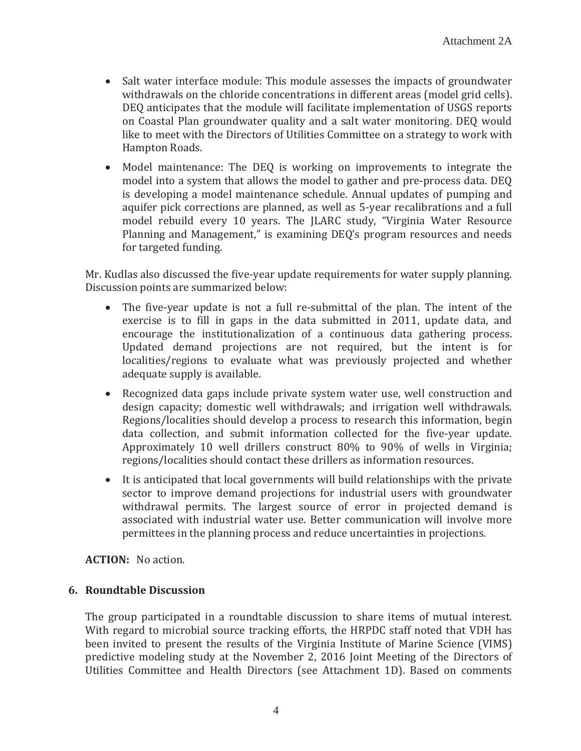- Salt water interface module: This module assesses the impacts of groundwater withdrawals on the chloride concentrations in different areas (model grid cells). DEQ anticipates that the module will facilitate implementation of USGS reports on Coastal Plan groundwater quality and a salt water monitoring. DEQ would like to meet with the Directors of Utilities Committee on a strategy to work with Hampton Roads.
- Model maintenance: The DEQ is working on improvements to integrate the model into a system that allows the model to gather and pre-process data. DEQ is developing a model maintenance schedule. Annual updates of pumping and aquifer pick corrections are planned, as well as 5-year recalibrations and a full model rebuild every 10 years. The JLARC study, "Virginia Water Resource Planning and Management," is examining DEQ's program resources and needs for targeted funding.

Mr. Kudlas also discussed the five-year update requirements for water supply planning. Discussion points are summarized below:

- The five-year update is not a full re-submittal of the plan. The intent of the exercise is to fill in gaps in the data submitted in 2011, update data, and encourage the institutionalization of a continuous data gathering process. Updated demand projections are not required, but the intent is for localities/regions to evaluate what was previously projected and whether adequate supply is available.
- Recognized data gaps include private system water use, well construction and design capacity; domestic well withdrawals; and irrigation well withdrawals. Regions/localities should develop a process to research this information, begin data collection, and submit information collected for the five-year update. Approximately 10 well drillers construct 80% to 90% of wells in Virginia; regions/localities should contact these drillers as information resources.
- It is anticipated that local governments will build relationships with the private sector to improve demand projections for industrial users with groundwater withdrawal permits. The largest source of error in projected demand is associated with industrial water use. Better communication will involve more permittees in the planning process and reduce uncertainties in projections.

**ACTION:** No action.

## 6. Roundtable Discussion

The group participated in a roundtable discussion to share items of mutual interest. With regard to microbial source tracking efforts, the HRPDC staff noted that VDH has been invited to present the results of the Virginia Institute of Marine Science (VIMS) predictive modeling study at the November 2, 2016 Joint Meeting of the Directors of Utilities Committee and Health Directors (see Attachment 1D). Based on comments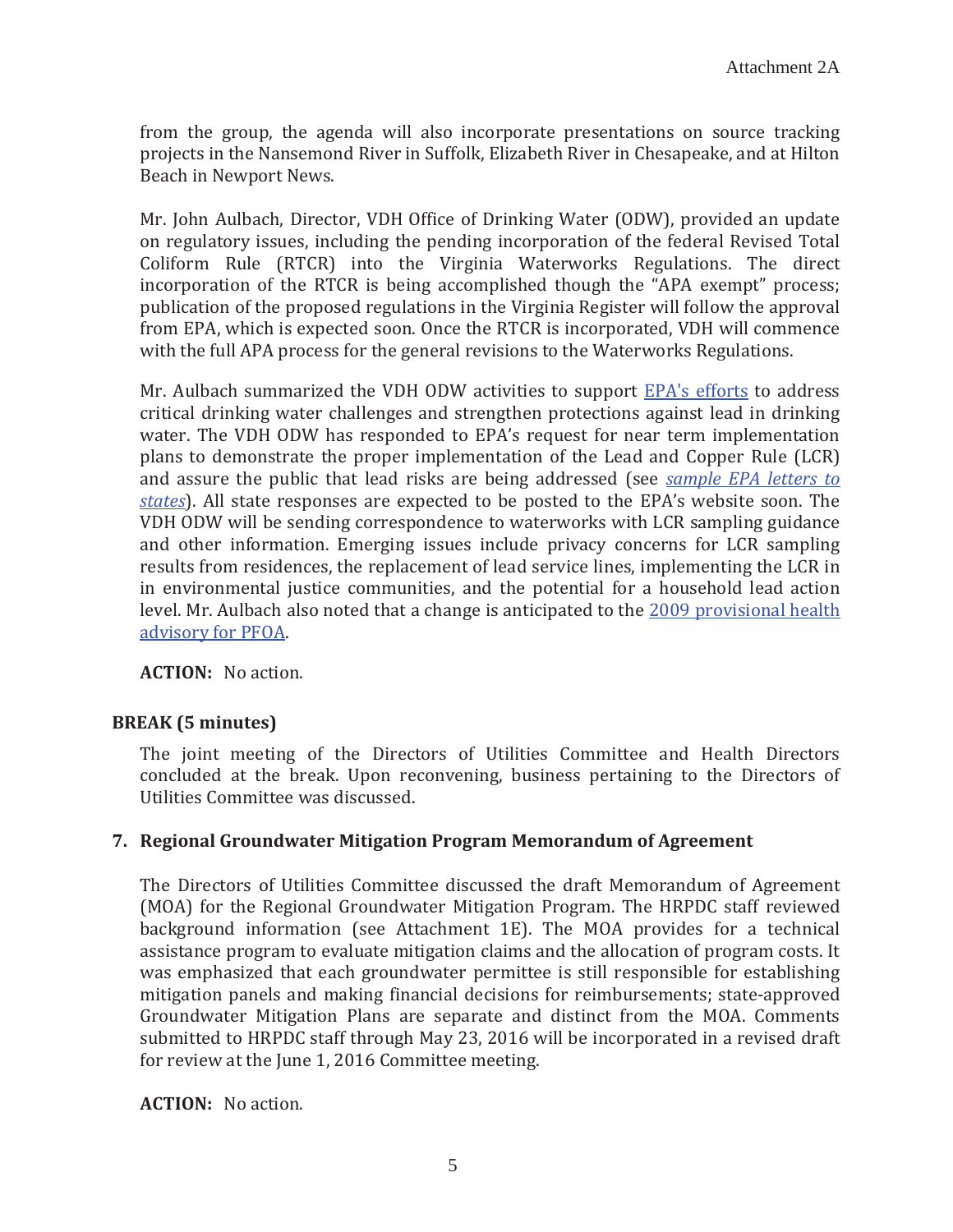from the group, the agenda will also incorporate presentations on source tracking projects in the Nansemond River in Suffolk, Elizabeth River in Chesapeake, and at Hilton Beach in Newport News.

Mr. John Aulbach, Director, VDH Office of Drinking Water (ODW), provided an update on regulatory issues, including the pending incorporation of the federal Revised Total Coliform Rule (RTCR) into the Virginia Waterworks Regulations. The direct incorporation of the RTCR is being accomplished though the "APA exempt" process; publication of the proposed regulations in the Virginia Register will follow the approval from EPA, which is expected soon. Once the RTCR is incorporated, VDH will commence with the full APA process for the general revisions to the Waterworks Regulations.

Mr. Aulbach summarized the VDH ODW activities to support EPA's efforts to address critical drinking water challenges and strengthen protections against lead in drinking water. The VDH ODW has responded to EPA's request for near term implementation plans to demonstrate the proper implementation of the Lead and Copper Rule (LCR) and assure the public that lead risks are being addressed (see *sample EPA letters to states*). All state responses are expected to be posted to the EPA's website soon. The VDH ODW will be sending correspondence to waterworks with LCR sampling guidance and other information. Emerging issues include privacy concerns for LCR sampling results from residences, the replacement of lead service lines, implementing the LCR in in environmental justice communities, and the potential for a household lead action level. Mr. Aulbach also noted that a change is anticipated to the 2009 provisional health advisory for PFOA.

**ACTION:** No action.

**BREAK (5 minutes)**

The joint meeting of the Directors of Utilities Committee and Health Directors concluded at the break. Upon reconvening, business pertaining to the Directors of Utilities Committee was discussed.

**7. Regional Groundwater Mitigation Program Memorandum of Agreement**

The Directors of Utilities Committee discussed the draft Memorandum of Agreement (MOA) for the Regional Groundwater Mitigation Program. The HRPDC staff reviewed background information (see Attachment 1E). The MOA provides for a technical assistance program to evaluate mitigation claims and the allocation of program costs. It was emphasized that each groundwater permittee is still responsible for establishing mitigation panels and making financial decisions for reimbursements; state-approved Groundwater Mitigation Plans are separate and distinct from the MOA. Comments submitted to HRPDC staff through May 23, 2016 will be incorporated in a revised draft for review at the June 1, 2016 Committee meeting.

**ACTION:** No action.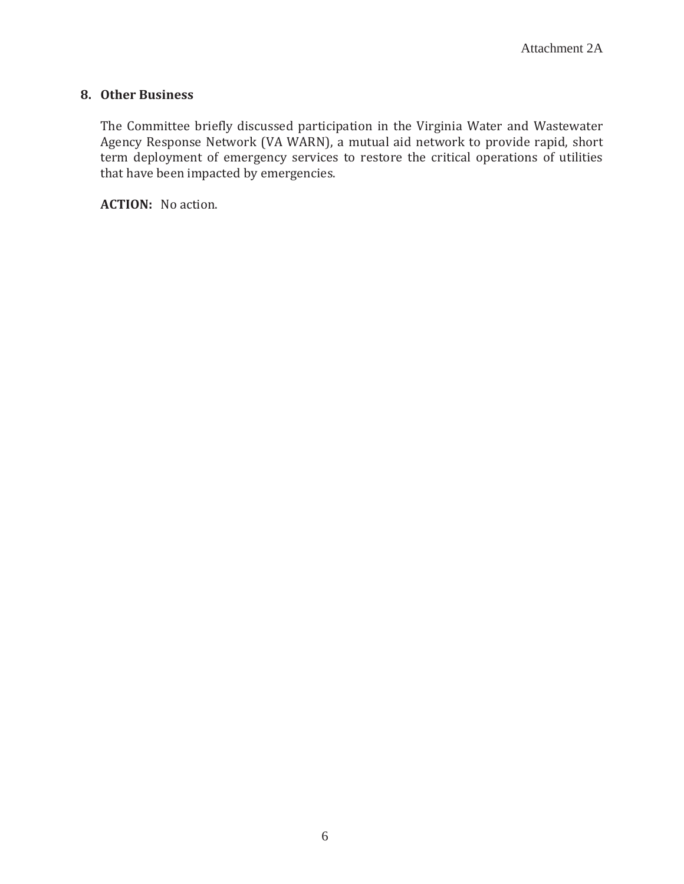## 8. Other Business

The Committee briefly discussed participation in the Virginia Water and Wastewater Agency Response Network (VA WARN), a mutual aid network to provide rapid, short term deployment of emergency services to restore the critical operations of utilities that have been impacted by emergencies.

**ACTION:** No action.